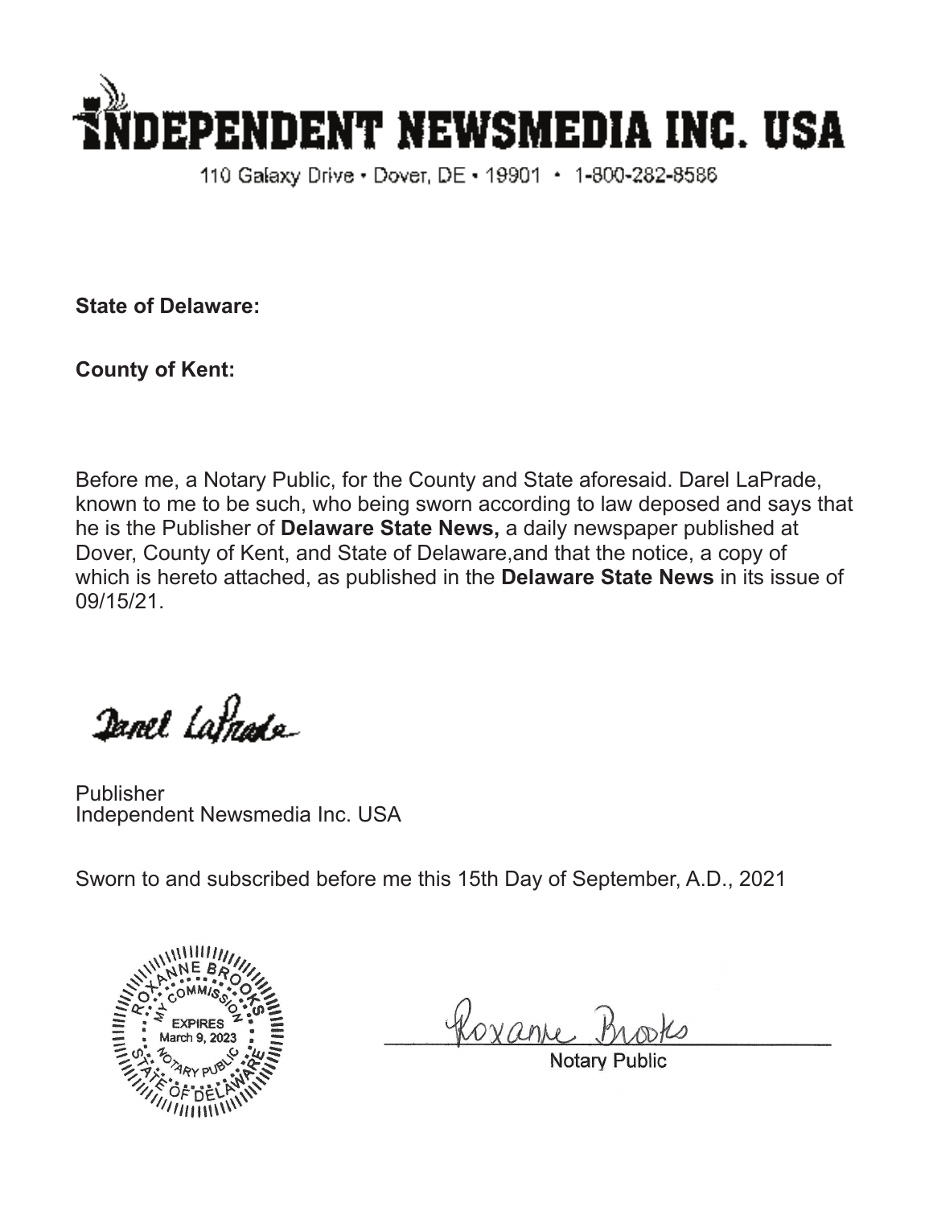# INDEPENDENT NEWSMEDIA INC. USA

110 Galaxy Drive • Dover, DE • 19901 • 1-800-282-8586

**State of Delaware:**

**County of Kent:**

Before me, a Notary Public, for the County and State aforesaid. Darel LaPrade, known to me to be such, who being sworn according to law deposed and says that he is the Publisher of **Delaware State News,** a daily newspaper published at Dover, County of Kent, and State of Delaware,and that the notice, a copy of which is hereto attached, as published in the **Delaware State News** in its issue of 09/15/21.

Darel LaPrade

Publisher
Independent Newsmedia Inc. USA

Sworn to and subscribed before me this 15th Day of September, A.D., 2021

ROXANNE BROOKS
MY COMMISSION EXPIRES March 9, 2023
NOTARY PUBLIC
STATE OF DELAWARE

Roxanne Brooks

Notary Public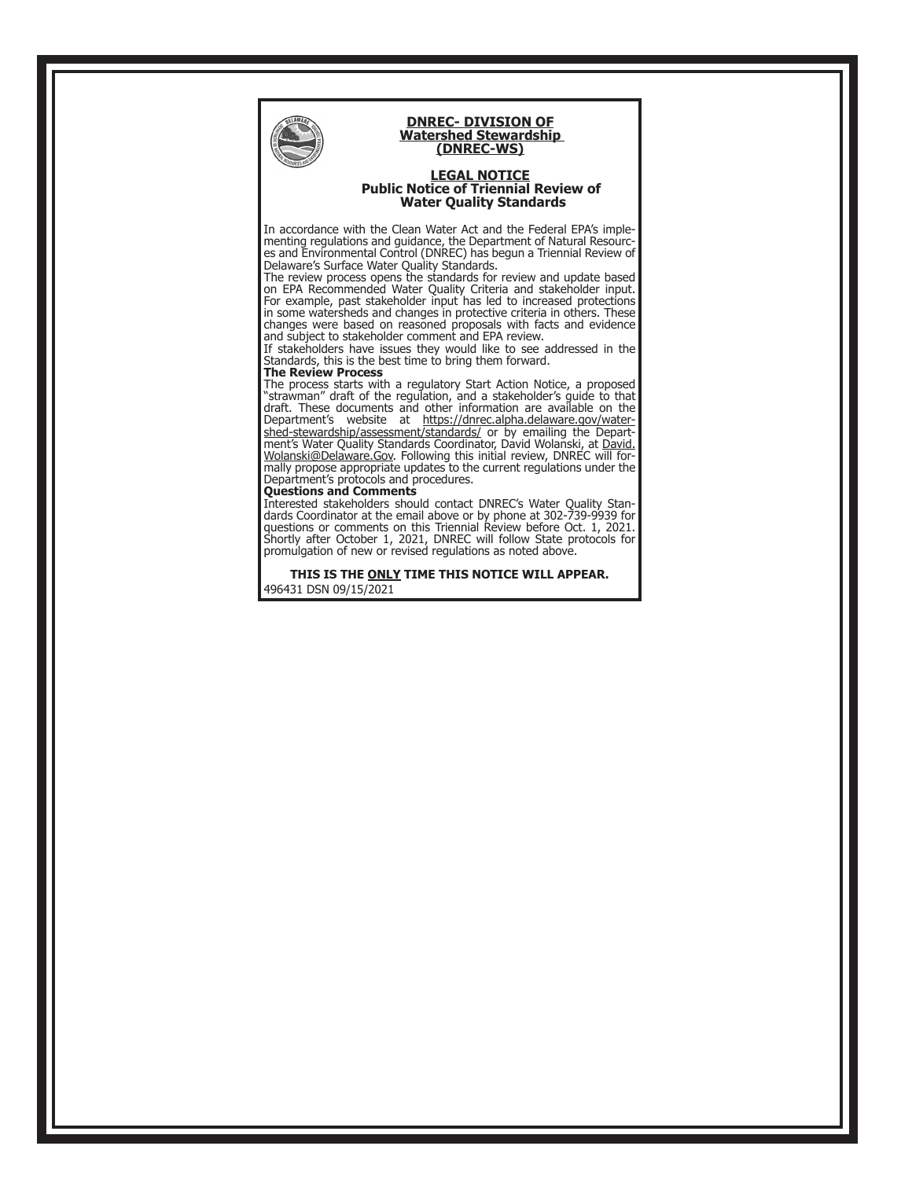**DNREC- DIVISION OF**
**Watershed Stewardship**
**(DNREC-WS)**

**LEGAL NOTICE**

**Public Notice of Triennial Review of Water Quality Standards**

In accordance with the Clean Water Act and the Federal EPA's implementing regulations and guidance, the Department of Natural Resources and Environmental Control (DNREC) has begun a Triennial Review of Delaware's Surface Water Quality Standards.

The review process opens the standards for review and update based on EPA Recommended Water Quality Criteria and stakeholder input. For example, past stakeholder input has led to increased protections in some watersheds and changes in protective criteria in others. These changes were based on reasoned proposals with facts and evidence and subject to stakeholder comment and EPA review.

If stakeholders have issues they would like to see addressed in the Standards, this is the best time to bring them forward.

**The Review Process**

The process starts with a regulatory Start Action Notice, a proposed "strawman" draft of the regulation, and a stakeholder's guide to that draft. These documents and other information are available on the Department's website at https://dnrec.alpha.delaware.gov/watershed-stewardship/assessment/standards/ or by emailing the Department's Water Quality Standards Coordinator, David Wolanski, at David.Wolanski@Delaware.Gov. Following this initial review, DNREC will formally propose appropriate updates to the current regulations under the Department's protocols and procedures.

**Questions and Comments**

Interested stakeholders should contact DNREC's Water Quality Standards Coordinator at the email above or by phone at 302-739-9939 for questions or comments on this Triennial Review before Oct. 1, 2021. Shortly after October 1, 2021, DNREC will follow State protocols for promulgation of new or revised regulations as noted above.

**THIS IS THE ONLY TIME THIS NOTICE WILL APPEAR.**

496431 DSN 09/15/2021